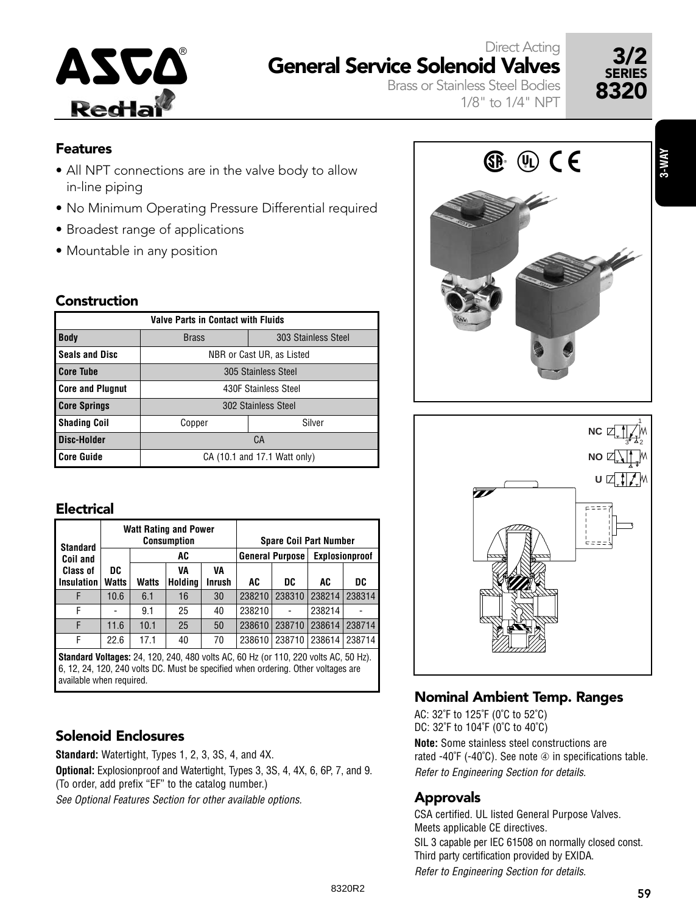# Direct Acting General Service Solenoid Valves

Brass or Stainless Steel Bodies
1/8" to 1/4" NPT

**3/2 SERIES 8320**

## Features

- All NPT connections are in the valve body to allow in-line piping
- No Minimum Operating Pressure Differential required
- Broadest range of applications
- Mountable in any position

## Construction

| Valve Parts in Contact with Fluids | | |
|---|---|---|
| **Body** | Brass | 303 Stainless Steel |
| **Seals and Disc** | NBR or Cast UR, as Listed | |
| **Core Tube** | 305 Stainless Steel | |
| **Core and Plugnut** | 430F Stainless Steel | |
| **Core Springs** | 302 Stainless Steel | |
| **Shading Coil** | Copper | Silver |
| **Disc-Holder** | CA | |
| **Core Guide** | CA (10.1 and 17.1 Watt only) | |

## Electrical

| Standard Coil and Class of Insulation | Watt Rating and Power Consumption | | | | Spare Coil Part Number | | | |
|---|---|---|---|---|---|---|---|---|
| | DC | AC | | | General Purpose | | Explosionproof | |
| | DC Watts | Watts | VA Holding | VA Inrush | AC | DC | AC | DC |
| F | 10.6 | 6.1 | 16 | 30 | 238210 | 238310 | 238214 | 238314 |
| F | - | 9.1 | 25 | 40 | 238210 | - | 238214 | - |
| F | 11.6 | 10.1 | 25 | 50 | 238610 | 238710 | 238614 | 238714 |
| F | 22.6 | 17.1 | 40 | 70 | 238610 | 238710 | 238614 | 238714 |

**Standard Voltages:** 24, 120, 240, 480 volts AC, 60 Hz (or 110, 220 volts AC, 50 Hz). 6, 12, 24, 120, 240 volts DC. Must be specified when ordering. Other voltages are available when required.

## Solenoid Enclosures

**Standard:** Watertight, Types 1, 2, 3, 3S, 4, and 4X.

**Optional:** Explosionproof and Watertight, Types 3, 3S, 4, 4X, 6, 6P, 7, and 9. (To order, add prefix "EF" to the catalog number.)

*See Optional Features Section for other available options.*

## Nominal Ambient Temp. Ranges

AC: 32˚F to 125˚F (0˚C to 52˚C)
DC: 32˚F to 104˚F (0˚C to 40˚C)

**Note:** Some stainless steel constructions are rated -40˚F (-40˚C). See note ④ in specifications table.

*Refer to Engineering Section for details.*

## Approvals

CSA certified. UL listed General Purpose Valves. Meets applicable CE directives.
SIL 3 capable per IEC 61508 on normally closed const. Third party certification provided by EXIDA.

*Refer to Engineering Section for details.*

8320R2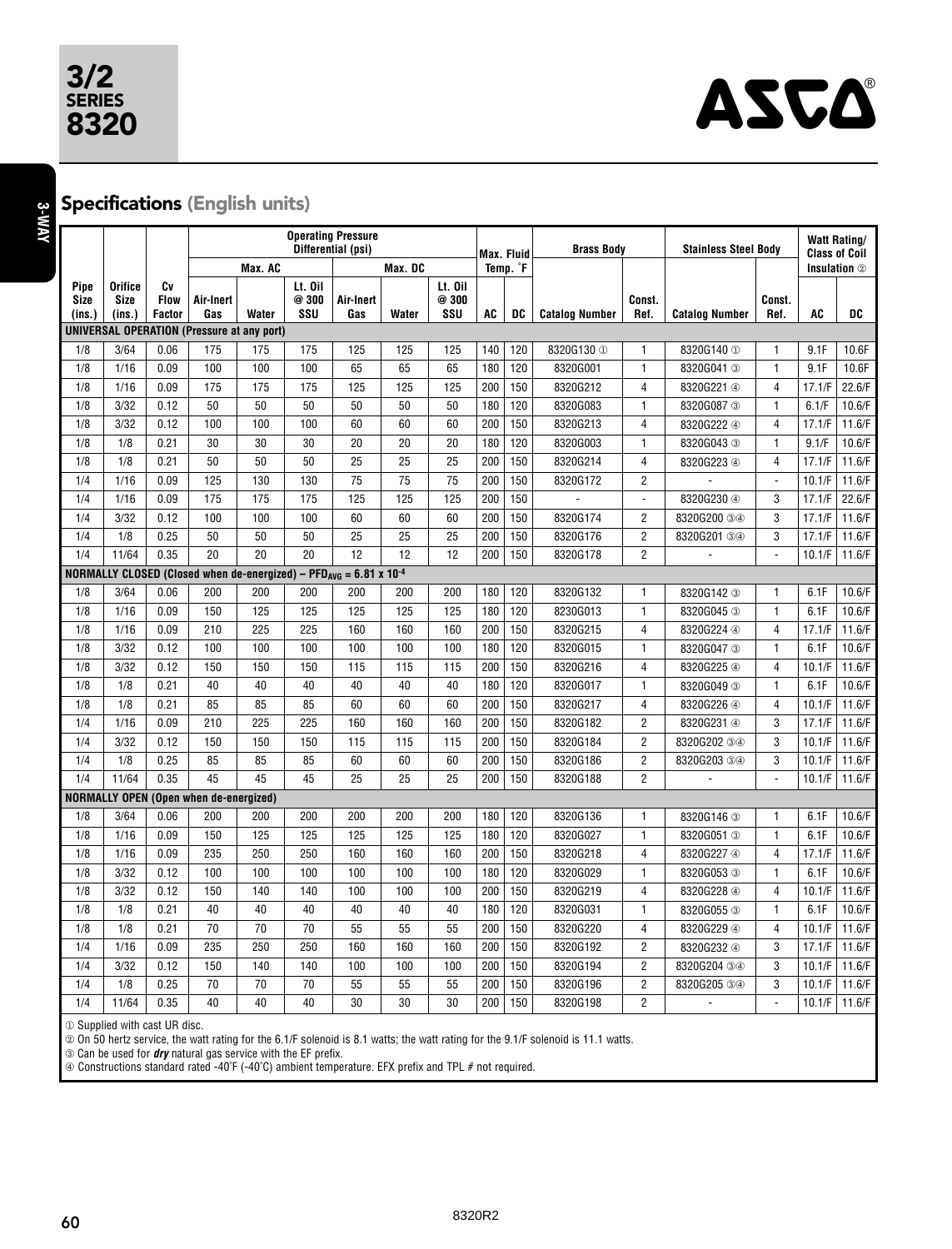3/2 SERIES 8320

## Specifications (English units)

| Pipe Size (ins.) | Orifice Size (ins.) | Cv Flow Factor | Operating Pressure Differential (psi) Max. AC Air-Inert Gas | Max. AC Water | Max. AC Lt. Oil @ 300 SSU | Max. DC Air-Inert Gas | Max. DC Water | Max. DC Lt. Oil @ 300 SSU | Max. Fluid Temp. °F AC | Max. Fluid Temp. °F DC | Brass Body Catalog Number | Brass Body Const. Ref. | Stainless Steel Body Catalog Number | Stainless Steel Body Const. Ref. | Watt Rating/Class of Coil Insulation ② AC | Watt Rating/Class of Coil Insulation ② DC |
|---|---|---|---|---|---|---|---|---|---|---|---|---|---|---|---|---|
| **UNIVERSAL OPERATION (Pressure at any port)** | | | | | | | | | | | | | | | | |
| 1/8 | 3/64 | 0.06 | 175 | 175 | 175 | 125 | 125 | 125 | 140 | 120 | 8320G130 ① | 1 | 8320G140 ① | 1 | 9.1F | 10.6F |
| 1/8 | 1/16 | 0.09 | 100 | 100 | 100 | 65 | 65 | 65 | 180 | 120 | 8320G001 | 1 | 8320G041 ③ | 1 | 9.1F | 10.6F |
| 1/8 | 1/16 | 0.09 | 175 | 175 | 175 | 125 | 125 | 125 | 200 | 150 | 8320G212 | 4 | 8320G221 ④ | 4 | 17.1/F | 22.6/F |
| 1/8 | 3/32 | 0.12 | 50 | 50 | 50 | 50 | 50 | 50 | 180 | 120 | 8320G083 | 1 | 8320G087 ③ | 1 | 6.1/F | 10.6/F |
| 1/8 | 3/32 | 0.12 | 100 | 100 | 100 | 60 | 60 | 60 | 200 | 150 | 8320G213 | 4 | 8320G222 ④ | 4 | 17.1/F | 11.6/F |
| 1/8 | 1/8 | 0.21 | 30 | 30 | 30 | 20 | 20 | 20 | 180 | 120 | 8320G003 | 1 | 8320G043 ③ | 1 | 9.1/F | 10.6/F |
| 1/8 | 1/8 | 0.21 | 50 | 50 | 50 | 25 | 25 | 25 | 200 | 150 | 8320G214 | 4 | 8320G223 ④ | 4 | 17.1/F | 11.6/F |
| 1/4 | 1/16 | 0.09 | 125 | 130 | 130 | 75 | 75 | 75 | 200 | 150 | 8320G172 | 2 | - | - | 10.1/F | 11.6/F |
| 1/4 | 1/16 | 0.09 | 175 | 175 | 175 | 125 | 125 | 125 | 200 | 150 | - | - | 8320G230 ④ | 3 | 17.1/F | 22.6/F |
| 1/4 | 3/32 | 0.12 | 100 | 100 | 100 | 60 | 60 | 60 | 200 | 150 | 8320G174 | 2 | 8320G200 ③④ | 3 | 17.1/F | 11.6/F |
| 1/4 | 1/8 | 0.25 | 50 | 50 | 50 | 25 | 25 | 25 | 200 | 150 | 8320G176 | 2 | 8320G201 ③④ | 3 | 17.1/F | 11.6/F |
| 1/4 | 11/64 | 0.35 | 20 | 20 | 20 | 12 | 12 | 12 | 200 | 150 | 8320G178 | 2 | - | - | 10.1/F | 11.6/F |
| **NORMALLY CLOSED (Closed when de-energized) – $PFD_{AVG} = 6.81 \times 10^{-4}$** | | | | | | | | | | | | | | | | |
| 1/8 | 3/64 | 0.06 | 200 | 200 | 200 | 200 | 200 | 200 | 180 | 120 | 8320G132 | 1 | 8320G142 ③ | 1 | 6.1F | 10.6/F |
| 1/8 | 1/16 | 0.09 | 150 | 125 | 125 | 125 | 125 | 125 | 180 | 120 | 8230G013 | 1 | 8320G045 ③ | 1 | 6.1F | 10.6/F |
| 1/8 | 1/16 | 0.09 | 210 | 225 | 225 | 160 | 160 | 160 | 200 | 150 | 8320G215 | 4 | 8320G224 ④ | 4 | 17.1/F | 11.6/F |
| 1/8 | 3/32 | 0.12 | 100 | 100 | 100 | 100 | 100 | 100 | 180 | 120 | 8320G015 | 1 | 8320G047 ③ | 1 | 6.1F | 10.6/F |
| 1/8 | 3/32 | 0.12 | 150 | 150 | 150 | 115 | 115 | 115 | 200 | 150 | 8320G216 | 4 | 8320G225 ④ | 4 | 10.1/F | 11.6/F |
| 1/8 | 1/8 | 0.21 | 40 | 40 | 40 | 40 | 40 | 40 | 180 | 120 | 8320G017 | 1 | 8320G049 ③ | 1 | 6.1F | 10.6/F |
| 1/8 | 1/8 | 0.21 | 85 | 85 | 85 | 60 | 60 | 60 | 200 | 150 | 8320G217 | 4 | 8320G226 ④ | 4 | 10.1/F | 11.6/F |
| 1/4 | 1/16 | 0.09 | 210 | 225 | 225 | 160 | 160 | 160 | 200 | 150 | 8320G182 | 2 | 8320G231 ④ | 3 | 17.1/F | 11.6/F |
| 1/4 | 3/32 | 0.12 | 150 | 150 | 150 | 115 | 115 | 115 | 200 | 150 | 8320G184 | 2 | 8320G202 ③④ | 3 | 10.1/F | 11.6/F |
| 1/4 | 1/8 | 0.25 | 85 | 85 | 85 | 60 | 60 | 60 | 200 | 150 | 8320G186 | 2 | 8320G203 ③④ | 3 | 10.1/F | 11.6/F |
| 1/4 | 11/64 | 0.35 | 45 | 45 | 45 | 25 | 25 | 25 | 200 | 150 | 8320G188 | 2 | - | - | 10.1/F | 11.6/F |
| **NORMALLY OPEN (Open when de-energized)** | | | | | | | | | | | | | | | | |
| 1/8 | 3/64 | 0.06 | 200 | 200 | 200 | 200 | 200 | 200 | 180 | 120 | 8320G136 | 1 | 8320G146 ③ | 1 | 6.1F | 10.6/F |
| 1/8 | 1/16 | 0.09 | 150 | 125 | 125 | 125 | 125 | 125 | 180 | 120 | 8320G027 | 1 | 8320G051 ③ | 1 | 6.1F | 10.6/F |
| 1/8 | 1/16 | 0.09 | 235 | 250 | 250 | 160 | 160 | 160 | 200 | 150 | 8320G218 | 4 | 8320G227 ④ | 4 | 17.1/F | 11.6/F |
| 1/8 | 3/32 | 0.12 | 100 | 100 | 100 | 100 | 100 | 100 | 180 | 120 | 8320G029 | 1 | 8320G053 ③ | 1 | 6.1F | 10.6/F |
| 1/8 | 3/32 | 0.12 | 150 | 140 | 140 | 100 | 100 | 100 | 200 | 150 | 8320G219 | 4 | 8320G228 ④ | 4 | 10.1/F | 11.6/F |
| 1/8 | 1/8 | 0.21 | 40 | 40 | 40 | 40 | 40 | 40 | 180 | 120 | 8320G031 | 1 | 8320G055 ③ | 1 | 6.1F | 10.6/F |
| 1/8 | 1/8 | 0.21 | 70 | 70 | 70 | 55 | 55 | 55 | 200 | 150 | 8320G220 | 4 | 8320G229 ④ | 4 | 10.1/F | 11.6/F |
| 1/4 | 1/16 | 0.09 | 235 | 250 | 250 | 160 | 160 | 160 | 200 | 150 | 8320G192 | 2 | 8320G232 ④ | 3 | 17.1/F | 11.6/F |
| 1/4 | 3/32 | 0.12 | 150 | 140 | 140 | 100 | 100 | 100 | 200 | 150 | 8320G194 | 2 | 8320G204 ③④ | 3 | 10.1/F | 11.6/F |
| 1/4 | 1/8 | 0.25 | 70 | 70 | 70 | 55 | 55 | 55 | 200 | 150 | 8320G196 | 2 | 8320G205 ③④ | 3 | 10.1/F | 11.6/F |
| 1/4 | 11/64 | 0.35 | 40 | 40 | 40 | 30 | 30 | 30 | 200 | 150 | 8320G198 | 2 | - | - | 10.1/F | 11.6/F |

① Supplied with cast UR disc.
② On 50 hertz service, the watt rating for the 6.1/F solenoid is 8.1 watts; the watt rating for the 9.1/F solenoid is 11.1 watts.
③ Can be used for ***dry*** natural gas service with the EF prefix.
④ Constructions standard rated -40˚F (-40˚C) ambient temperature. EFX prefix and TPL # not required.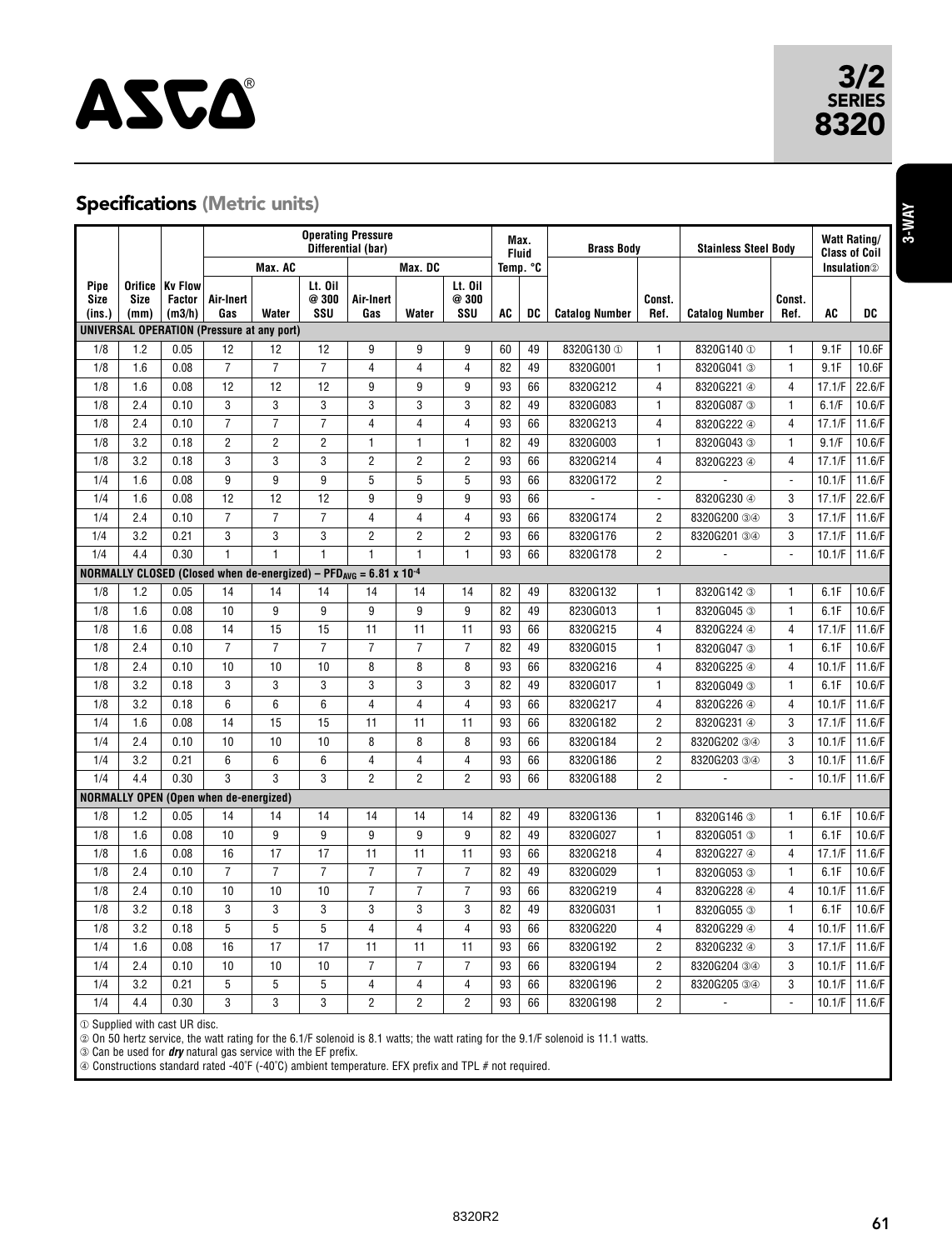# ASCO

**3/2 SERIES 8320**

**3-WAY**

## Specifications (Metric units)

| Pipe Size (ins.) | Orifice Size (mm) | Kv Flow Factor (m3/h) | Operating Pressure Differential (bar) Max. AC Air-Inert Gas | Max. AC Water | Max. AC Lt. Oil @ 300 SSU | Max. DC Air-Inert Gas | Max. DC Water | Max. DC Lt. Oil @ 300 SSU | Max. Fluid Temp. °C AC | Max. Fluid Temp. °C DC | Brass Body Catalog Number | Brass Body Const. Ref. | Stainless Steel Body Catalog Number | Stainless Steel Body Const. Ref. | Watt Rating/Class of Coil Insulation② AC | Watt Rating/Class of Coil Insulation② DC |
|---|---|---|---|---|---|---|---|---|---|---|---|---|---|---|---|---|
| **UNIVERSAL OPERATION (Pressure at any port)** | | | | | | | | | | | | | | | | |
| 1/8 | 1.2 | 0.05 | 12 | 12 | 12 | 9 | 9 | 9 | 60 | 49 | 8320G130 ① | 1 | 8320G140 ① | 1 | 9.1F | 10.6F |
| 1/8 | 1.6 | 0.08 | 7 | 7 | 7 | 4 | 4 | 4 | 82 | 49 | 8320G001 | 1 | 8320G041 ③ | 1 | 9.1F | 10.6F |
| 1/8 | 1.6 | 0.08 | 12 | 12 | 12 | 9 | 9 | 9 | 93 | 66 | 8320G212 | 4 | 8320G221 ④ | 4 | 17.1/F | 22.6/F |
| 1/8 | 2.4 | 0.10 | 3 | 3 | 3 | 3 | 3 | 3 | 82 | 49 | 8320G083 | 1 | 8320G087 ③ | 1 | 6.1/F | 10.6/F |
| 1/8 | 2.4 | 0.10 | 7 | 7 | 7 | 4 | 4 | 4 | 93 | 66 | 8320G213 | 4 | 8320G222 ④ | 4 | 17.1/F | 11.6/F |
| 1/8 | 3.2 | 0.18 | 2 | 2 | 2 | 1 | 1 | 1 | 82 | 49 | 8320G003 | 1 | 8320G043 ③ | 1 | 9.1/F | 10.6/F |
| 1/8 | 3.2 | 0.18 | 3 | 3 | 3 | 2 | 2 | 2 | 93 | 66 | 8320G214 | 4 | 8320G223 ④ | 4 | 17.1/F | 11.6/F |
| 1/4 | 1.6 | 0.08 | 9 | 9 | 9 | 5 | 5 | 5 | 93 | 66 | 8320G172 | 2 | - | - | 10.1/F | 11.6/F |
| 1/4 | 1.6 | 0.08 | 12 | 12 | 12 | 9 | 9 | 9 | 93 | 66 | - | - | 8320G230 ④ | 3 | 17.1/F | 22.6/F |
| 1/4 | 2.4 | 0.10 | 7 | 7 | 7 | 4 | 4 | 4 | 93 | 66 | 8320G174 | 2 | 8320G200 ③④ | 3 | 17.1/F | 11.6/F |
| 1/4 | 3.2 | 0.21 | 3 | 3 | 3 | 2 | 2 | 2 | 93 | 66 | 8320G176 | 2 | 8320G201 ③④ | 3 | 17.1/F | 11.6/F |
| 1/4 | 4.4 | 0.30 | 1 | 1 | 1 | 1 | 1 | 1 | 93 | 66 | 8320G178 | 2 | - | - | 10.1/F | 11.6/F |
| **NORMALLY CLOSED (Closed when de-energized) – $PFD_{AVG} = 6.81 \times 10^{-4}$** | | | | | | | | | | | | | | | | |
| 1/8 | 1.2 | 0.05 | 14 | 14 | 14 | 14 | 14 | 14 | 82 | 49 | 8320G132 | 1 | 8320G142 ③ | 1 | 6.1F | 10.6F |
| 1/8 | 1.6 | 0.08 | 10 | 9 | 9 | 9 | 9 | 9 | 82 | 49 | 8230G013 | 1 | 8320G045 ③ | 1 | 6.1F | 10.6F |
| 1/8 | 1.6 | 0.08 | 14 | 15 | 15 | 11 | 11 | 11 | 93 | 66 | 8320G215 | 4 | 8320G224 ④ | 4 | 17.1/F | 11.6/F |
| 1/8 | 2.4 | 0.10 | 7 | 7 | 7 | 7 | 7 | 7 | 82 | 49 | 8320G015 | 1 | 8320G047 ③ | 1 | 6.1F | 10.6/F |
| 1/8 | 2.4 | 0.10 | 10 | 10 | 10 | 8 | 8 | 8 | 93 | 66 | 8320G216 | 4 | 8320G225 ④ | 4 | 10.1/F | 11.6/F |
| 1/8 | 3.2 | 0.18 | 3 | 3 | 3 | 3 | 3 | 3 | 82 | 49 | 8320G017 | 1 | 8320G049 ③ | 1 | 6.1F | 10.6/F |
| 1/8 | 3.2 | 0.18 | 6 | 6 | 6 | 4 | 4 | 4 | 93 | 66 | 8320G217 | 4 | 8320G226 ④ | 4 | 10.1/F | 11.6/F |
| 1/4 | 1.6 | 0.08 | 14 | 15 | 15 | 11 | 11 | 11 | 93 | 66 | 8320G182 | 2 | 8320G231 ④ | 3 | 17.1/F | 11.6/F |
| 1/4 | 2.4 | 0.10 | 10 | 10 | 10 | 8 | 8 | 8 | 93 | 66 | 8320G184 | 2 | 8320G202 ③④ | 3 | 10.1/F | 11.6/F |
| 1/4 | 3.2 | 0.21 | 6 | 6 | 6 | 4 | 4 | 4 | 93 | 66 | 8320G186 | 2 | 8320G203 ③④ | 3 | 10.1/F | 11.6/F |
| 1/4 | 4.4 | 0.30 | 3 | 3 | 3 | 2 | 2 | 2 | 93 | 66 | 8320G188 | 2 | - | - | 10.1/F | 11.6/F |
| **NORMALLY OPEN (Open when de-energized)** | | | | | | | | | | | | | | | | |
| 1/8 | 1.2 | 0.05 | 14 | 14 | 14 | 14 | 14 | 14 | 82 | 49 | 8320G136 | 1 | 8320G146 ③ | 1 | 6.1F | 10.6/F |
| 1/8 | 1.6 | 0.08 | 10 | 9 | 9 | 9 | 9 | 9 | 82 | 49 | 8320G027 | 1 | 8320G051 ③ | 1 | 6.1F | 10.6/F |
| 1/8 | 1.6 | 0.08 | 16 | 17 | 17 | 11 | 11 | 11 | 93 | 66 | 8320G218 | 4 | 8320G227 ④ | 4 | 17.1/F | 11.6/F |
| 1/8 | 2.4 | 0.10 | 7 | 7 | 7 | 7 | 7 | 7 | 82 | 49 | 8320G029 | 1 | 8320G053 ③ | 1 | 6.1F | 10.6/F |
| 1/8 | 2.4 | 0.10 | 10 | 10 | 10 | 7 | 7 | 7 | 93 | 66 | 8320G219 | 4 | 8320G228 ④ | 4 | 10.1/F | 11.6/F |
| 1/8 | 3.2 | 0.18 | 3 | 3 | 3 | 3 | 3 | 3 | 82 | 49 | 8320G031 | 1 | 8320G055 ③ | 1 | 6.1F | 10.6/F |
| 1/8 | 3.2 | 0.18 | 5 | 5 | 5 | 4 | 4 | 4 | 93 | 66 | 8320G220 | 4 | 8320G229 ④ | 4 | 10.1/F | 11.6/F |
| 1/4 | 1.6 | 0.08 | 16 | 17 | 17 | 11 | 11 | 11 | 93 | 66 | 8320G192 | 2 | 8320G232 ④ | 3 | 17.1/F | 11.6/F |
| 1/4 | 2.4 | 0.10 | 10 | 10 | 10 | 7 | 7 | 7 | 93 | 66 | 8320G194 | 2 | 8320G204 ③④ | 3 | 10.1/F | 11.6/F |
| 1/4 | 3.2 | 0.21 | 5 | 5 | 5 | 4 | 4 | 4 | 93 | 66 | 8320G196 | 2 | 8320G205 ③④ | 3 | 10.1/F | 11.6/F |
| 1/4 | 4.4 | 0.30 | 3 | 3 | 3 | 2 | 2 | 2 | 93 | 66 | 8320G198 | 2 | - | - | 10.1/F | 11.6/F |

① Supplied with cast UR disc.
② On 50 hertz service, the watt rating for the 6.1/F solenoid is 8.1 watts; the watt rating for the 9.1/F solenoid is 11.1 watts.
③ Can be used for ***dry*** natural gas service with the EF prefix.
④ Constructions standard rated -40˚F (-40˚C) ambient temperature. EFX prefix and TPL # not required.

8320R2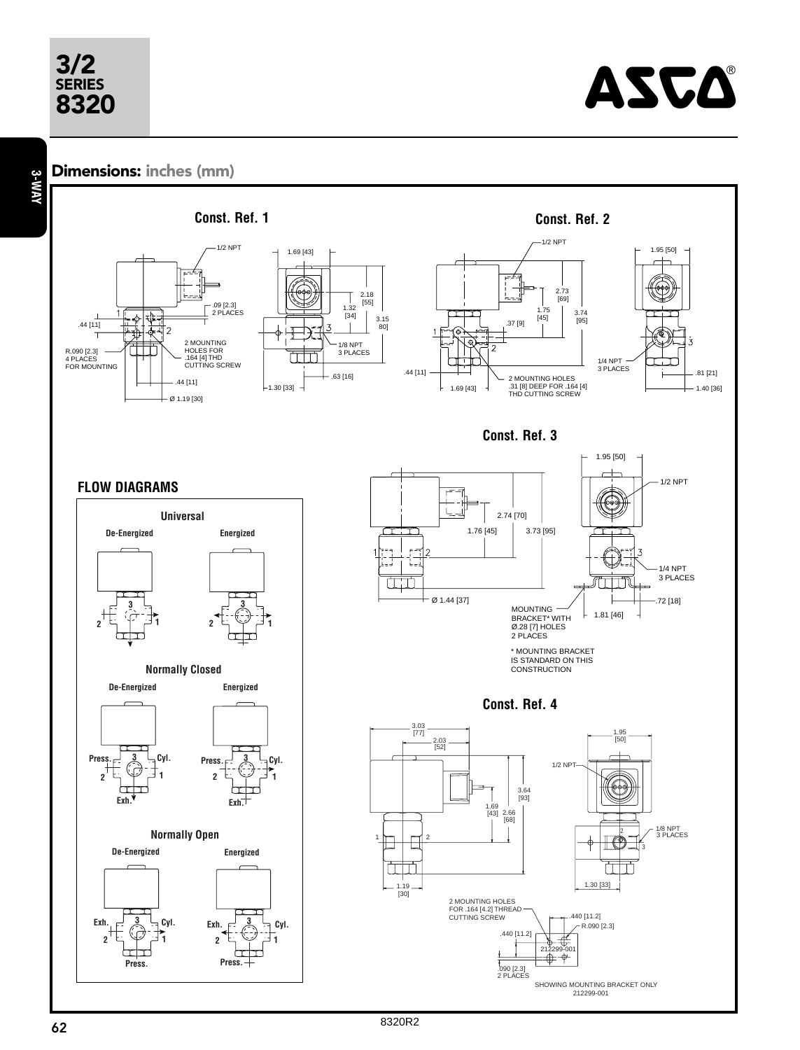# 3/2 SERIES 8320

## Dimensions: inches (mm)

### Const. Ref. 1

1/2 NPT

1.69 [43]

.09 [2.3]
2 PLACES

2.18
[55]

1.32
[34]

3.15
80]

.44 [11]

R.090 [2.3]
4 PLACES
FOR MOUNTING

2 MOUNTING
HOLES FOR
.164 [4] THD
CUTTING SCREW

1/8 NPT
3 PLACES

.63 [16]

.44 [11]

1.30 [33]

Ø 1.19 [30]

### Const. Ref. 2

1/2 NPT

1.95 [50]

2.73
[69]

1.75
[45]

3.74
[95]

.37 [9]

.44 [11]

1.69 [43]

2 MOUNTING HOLES
.31 [8] DEEP FOR .164 [4]
THD CUTTING SCREW

1/4 NPT
3 PLACES

.81 [21]

1.40 [36]

### Const. Ref. 3

1.95 [50]

1/2 NPT

2.74 [70]

1.76 [45]

3.73 [95]

1/4 NPT
3 PLACES

Ø 1.44 [37]

.72 [18]

MOUNTING
BRACKET* WITH
Ø.28 [7] HOLES
2 PLACES

1.81 [46]

* MOUNTING BRACKET
IS STANDARD ON THIS
CONSTRUCTION

### FLOW DIAGRAMS

**Universal**

De-Energized — Energized

**Normally Closed**

De-Energized — Energized

Press. Cyl. Exh.

**Normally Open**

De-Energized — Energized

Exh. Cyl. Press.

### Const. Ref. 4

3.03
[77]

2.03
[52]

1.95
[50]

1/2 NPT

3.64
[93]

1.69
[43]

2.66
[68]

1/8 NPT
3 PLACES

1.19
[30]

1.30 [33]

2 MOUNTING HOLES
FOR .164 [4.2] THREAD
CUTTING SCREW

.440 [11.2]

R.090 [2.3]

.440 [11.2]

212299-001

.090 [2.3]
2 PLACES

SHOWING MOUNTING BRACKET ONLY
212299-001

8320R2